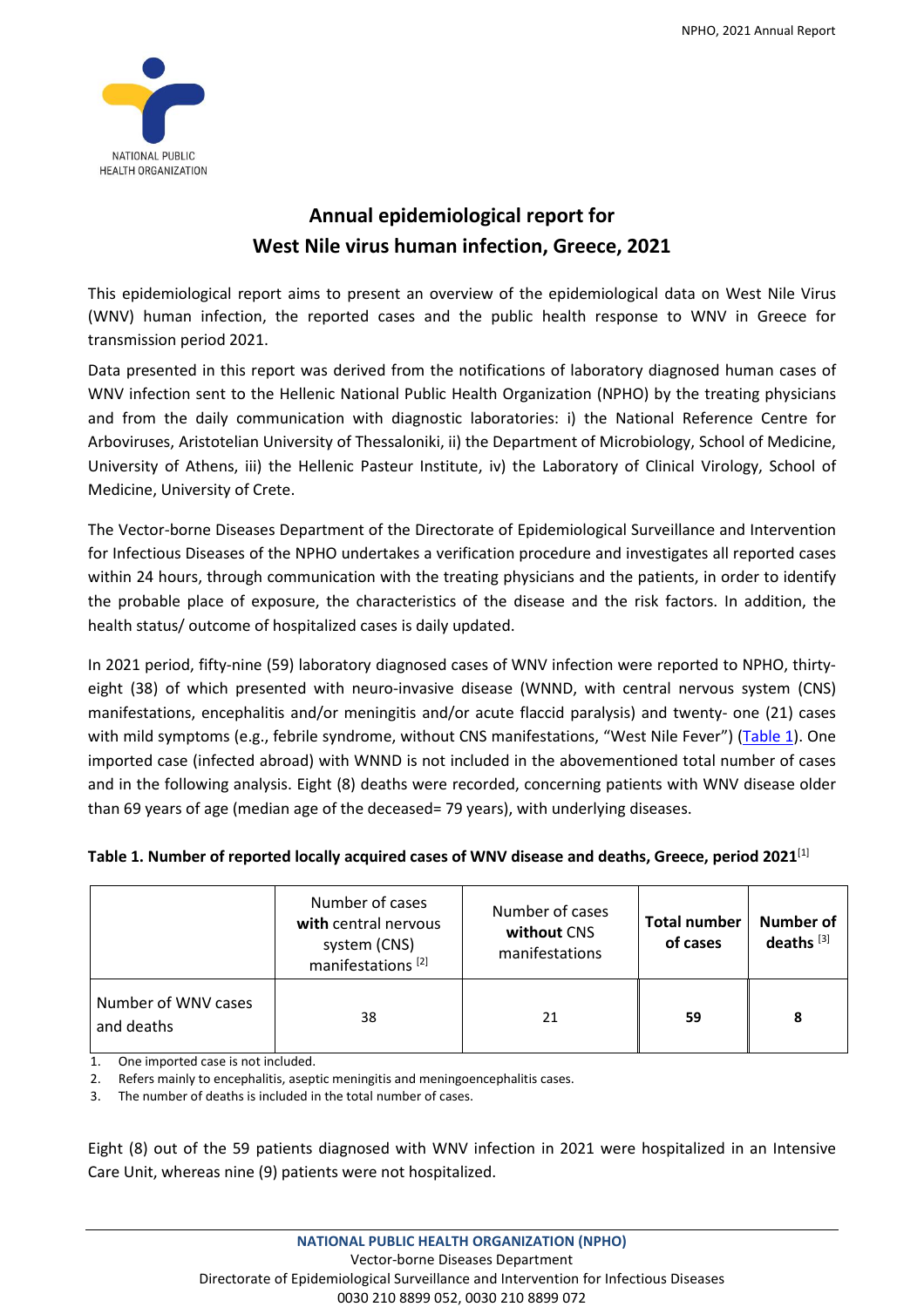# Annual epidemiological report for West Nile virus human infection, Greece, 2021

This epidemiological report aims to present an overview of the epidemiological data on West Nile Virus (WNV) human infection, the reported cases and the public health response to WNV in Greece for transmission period 2021.

Data presented in this report was derived from the notifications of laboratory diagnosed human cases of WNV infection sent to the Hellenic National Public Health Organization (NPHO) by the treating physicians and from the daily communication with diagnostic laboratories: i) the National Reference Centre for Arboviruses, Aristotelian University of Thessaloniki, ii) the Department of Microbiology, School of Medicine, University of Athens, iii) the Hellenic Pasteur Institute, iv) the Laboratory of Clinical Virology, School of Medicine, University of Crete.

The Vector-borne Diseases Department of the Directorate of Epidemiological Surveillance and Intervention for Infectious Diseases of the NPHO undertakes a verification procedure and investigates all reported cases within 24 hours, through communication with the treating physicians and the patients, in order to identify the probable place of exposure, the characteristics of the disease and the risk factors. In addition, the health status/ outcome of hospitalized cases is daily updated.

In 2021 period, fifty-nine (59) laboratory diagnosed cases of WNV infection were reported to NPHO, thirty-eight (38) of which presented with neuro-invasive disease (WNND, with central nervous system (CNS) manifestations, encephalitis and/or meningitis and/or acute flaccid paralysis) and twenty- one (21) cases with mild symptoms (e.g., febrile syndrome, without CNS manifestations, "West Nile Fever") (Table 1). One imported case (infected abroad) with WNND is not included in the abovementioned total number of cases and in the following analysis. Eight (8) deaths were recorded, concerning patients with WNV disease older than 69 years of age (median age of the deceased= 79 years), with underlying diseases.

**Table 1. Number of reported locally acquired cases of WNV disease and deaths, Greece, period 2021**[1]

| | Number of cases **with** central nervous system (CNS) manifestations [2] | Number of cases **without** CNS manifestations | **Total number of cases** | **Number of deaths** [3] |
|---|---|---|---|---|
| Number of WNV cases and deaths | 38 | 21 | **59** | **8** |

1. One imported case is not included.
2. Refers mainly to encephalitis, aseptic meningitis and meningoencephalitis cases.
3. The number of deaths is included in the total number of cases.

Eight (8) out of the 59 patients diagnosed with WNV infection in 2021 were hospitalized in an Intensive Care Unit, whereas nine (9) patients were not hospitalized.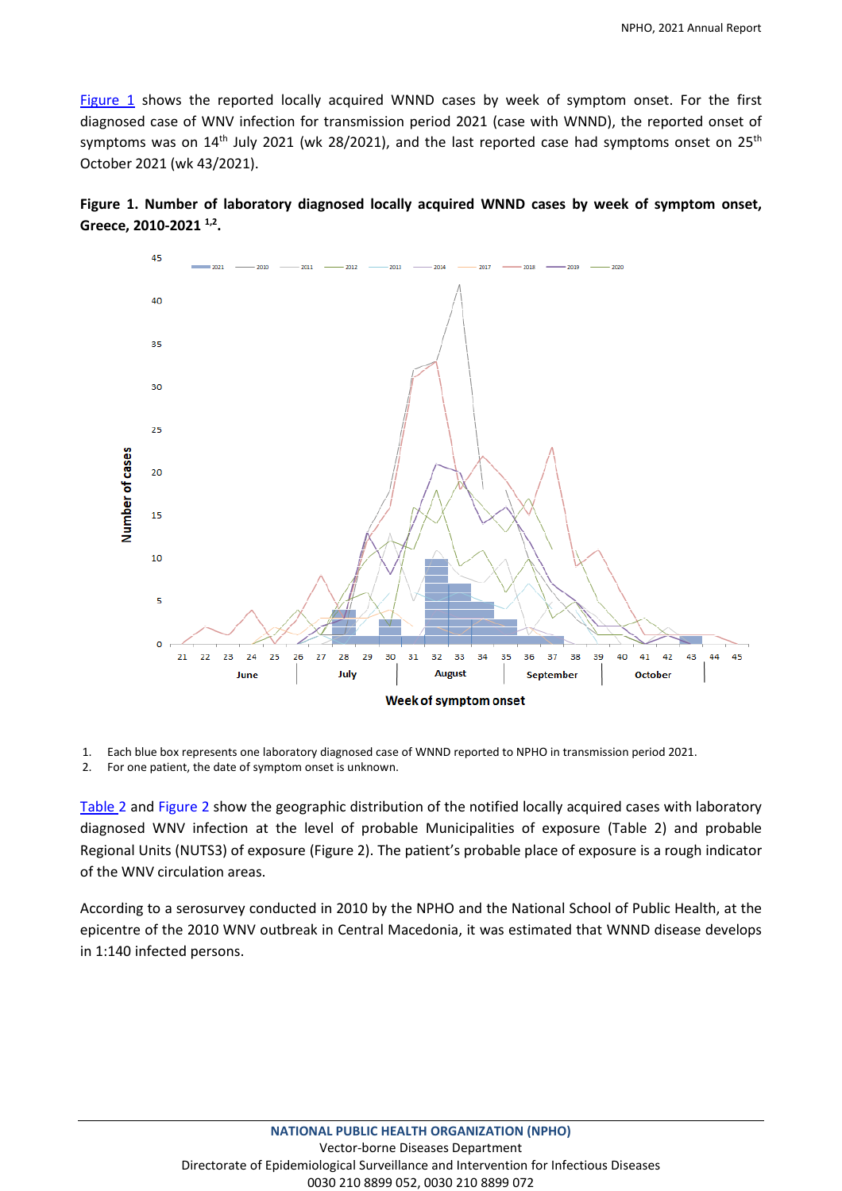Figure 1 shows the reported locally acquired WNND cases by week of symptom onset. For the first diagnosed case of WNV infection for transmission period 2021 (case with WNND), the reported onset of symptoms was on 14th July 2021 (wk 28/2021), and the last reported case had symptoms onset on 25th October 2021 (wk 43/2021).

**Figure 1. Number of laboratory diagnosed locally acquired WNND cases by week of symptom onset, Greece, 2010-2021 [1,2].**

1. Each blue box represents one laboratory diagnosed case of WNND reported to NPHO in transmission period 2021.
2. For one patient, the date of symptom onset is unknown.

Table 2 and Figure 2 show the geographic distribution of the notified locally acquired cases with laboratory diagnosed WNV infection at the level of probable Municipalities of exposure (Table 2) and probable Regional Units (NUTS3) of exposure (Figure 2). The patient's probable place of exposure is a rough indicator of the WNV circulation areas.

According to a serosurvey conducted in 2010 by the NPHO and the National School of Public Health, at the epicentre of the 2010 WNV outbreak in Central Macedonia, it was estimated that WNND disease develops in 1:140 infected persons.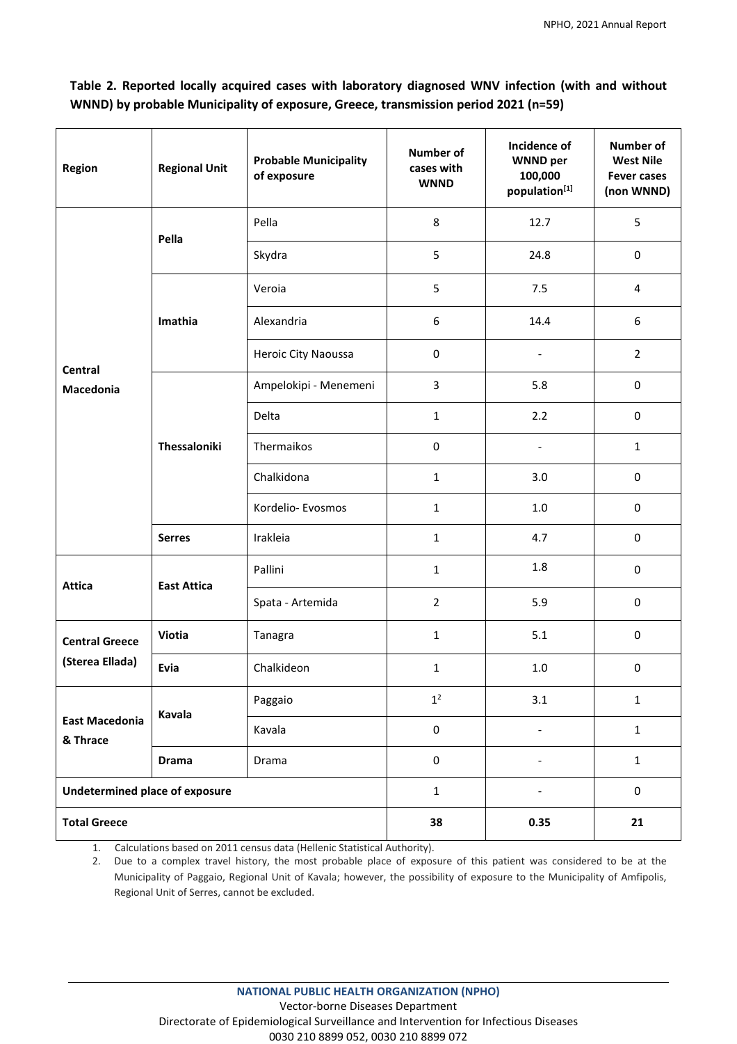**Table 2. Reported locally acquired cases with laboratory diagnosed WNV infection (with and without WNND) by probable Municipality of exposure, Greece, transmission period 2021 (n=59)**

| Region | Regional Unit | Probable Municipality of exposure | Number of cases with WNND | Incidence of WNND per 100,000 population[1] | Number of West Nile Fever cases (non WNND) |
|---|---|---|---|---|---|
| Central Macedonia | Pella | Pella | 8 | 12.7 | 5 |
| | | Skydra | 5 | 24.8 | 0 |
| | Imathia | Veroia | 5 | 7.5 | 4 |
| | | Alexandria | 6 | 14.4 | 6 |
| | | Heroic City Naoussa | 0 | - | 2 |
| | Thessaloniki | Ampelokipi - Menemeni | 3 | 5.8 | 0 |
| | | Delta | 1 | 2.2 | 0 |
| | | Thermaikos | 0 | - | 1 |
| | | Chalkidona | 1 | 3.0 | 0 |
| | | Kordelio- Evosmos | 1 | 1.0 | 0 |
| | Serres | Irakleia | 1 | 4.7 | 0 |
| Attica | East Attica | Pallini | 1 | 1.8 | 0 |
| | | Spata - Artemida | 2 | 5.9 | 0 |
| Central Greece (Sterea Ellada) | Viotia | Tanagra | 1 | 5.1 | 0 |
| | Evia | Chalkideon | 1 | 1.0 | 0 |
| East Macedonia & Thrace | Kavala | Paggaio | 1[2] | 3.1 | 1 |
| | | Kavala | 0 | - | 1 |
| | Drama | Drama | 0 | - | 1 |
| **Undetermined place of exposure** | | | 1 | - | 0 |
| **Total Greece** | | | **38** | **0.35** | **21** |

1. Calculations based on 2011 census data (Hellenic Statistical Authority).
2. Due to a complex travel history, the most probable place of exposure of this patient was considered to be at the Municipality of Paggaio, Regional Unit of Kavala; however, the possibility of exposure to the Municipality of Amfipolis, Regional Unit of Serres, cannot be excluded.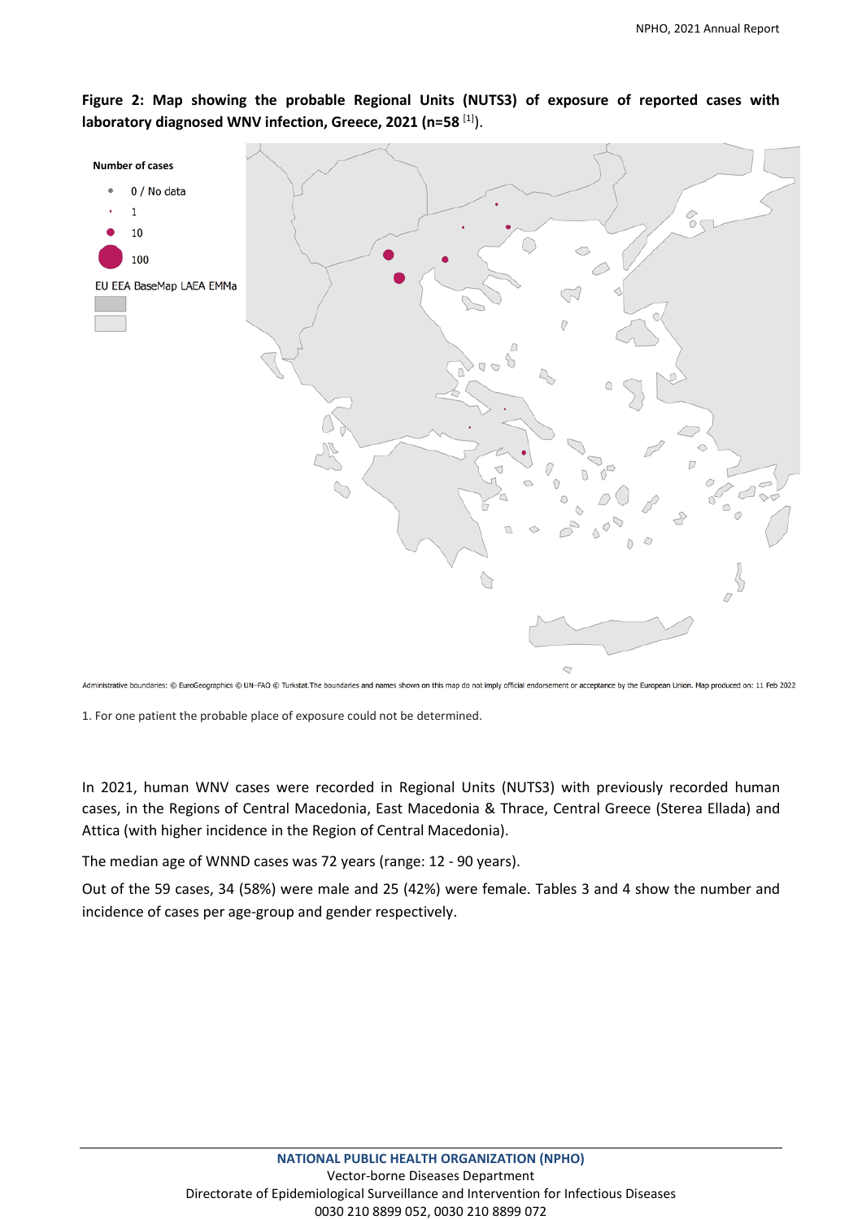**Figure 2: Map showing the probable Regional Units (NUTS3) of exposure of reported cases with laboratory diagnosed WNV infection, Greece, 2021 (n=58 [1]).**

Number of cases

- 0 / No data
- 1
- 10
- 100

EU EEA BaseMap LAEA EMMa

Administrative boundaries: © EuroGeographics © UN-FAO © Turkstat.The boundaries and names shown on this map do not imply official endorsement or acceptance by the European Union. Map produced on: 11 Feb 2022

1. For one patient the probable place of exposure could not be determined.

In 2021, human WNV cases were recorded in Regional Units (NUTS3) with previously recorded human cases, in the Regions of Central Macedonia, East Macedonia & Thrace, Central Greece (Sterea Ellada) and Attica (with higher incidence in the Region of Central Macedonia).

The median age of WNND cases was 72 years (range: 12 - 90 years).

Out of the 59 cases, 34 (58%) were male and 25 (42%) were female. Tables 3 and 4 show the number and incidence of cases per age-group and gender respectively.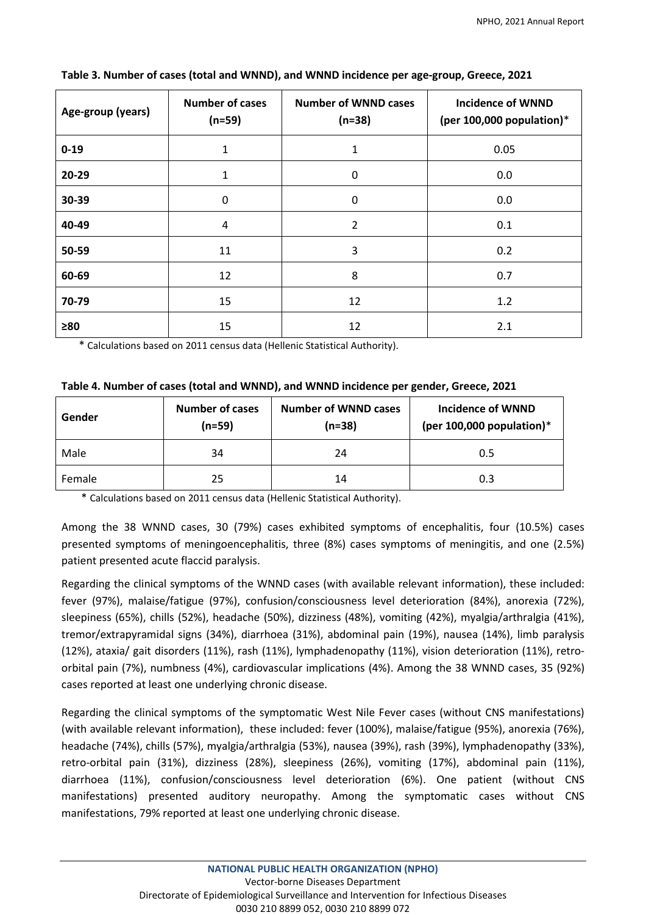**Table 3. Number of cases (total and WNND), and WNND incidence per age-group, Greece, 2021**

| Age-group (years) | Number of cases (n=59) | Number of WNND cases (n=38) | Incidence of WNND (per 100,000 population)* |
|---|---|---|---|
| **0-19** | 1 | 1 | 0.05 |
| **20-29** | 1 | 0 | 0.0 |
| **30-39** | 0 | 0 | 0.0 |
| **40-49** | 4 | 2 | 0.1 |
| **50-59** | 11 | 3 | 0.2 |
| **60-69** | 12 | 8 | 0.7 |
| **70-79** | 15 | 12 | 1.2 |
| **≥80** | 15 | 12 | 2.1 |

* Calculations based on 2011 census data (Hellenic Statistical Authority).

**Table 4. Number of cases (total and WNND), and WNND incidence per gender, Greece, 2021**

| Gender | Number of cases (n=59) | Number of WNND cases (n=38) | Incidence of WNND (per 100,000 population)* |
|---|---|---|---|
| Male | 34 | 24 | 0.5 |
| Female | 25 | 14 | 0.3 |

* Calculations based on 2011 census data (Hellenic Statistical Authority).

Among the 38 WNND cases, 30 (79%) cases exhibited symptoms of encephalitis, four (10.5%) cases presented symptoms of meningoencephalitis, three (8%) cases symptoms of meningitis, and one (2.5%) patient presented acute flaccid paralysis.

Regarding the clinical symptoms of the WNND cases (with available relevant information), these included: fever (97%), malaise/fatigue (97%), confusion/consciousness level deterioration (84%), anorexia (72%), sleepiness (65%), chills (52%), headache (50%), dizziness (48%), vomiting (42%), myalgia/arthralgia (41%), tremor/extrapyramidal signs (34%), diarrhoea (31%), abdominal pain (19%), nausea (14%), limb paralysis (12%), ataxia/ gait disorders (11%), rash (11%), lymphadenopathy (11%), vision deterioration (11%), retro-orbital pain (7%), numbness (4%), cardiovascular implications (4%). Among the 38 WNND cases, 35 (92%) cases reported at least one underlying chronic disease.

Regarding the clinical symptoms of the symptomatic West Nile Fever cases (without CNS manifestations) (with available relevant information), these included: fever (100%), malaise/fatigue (95%), anorexia (76%), headache (74%), chills (57%), myalgia/arthralgia (53%), nausea (39%), rash (39%), lymphadenopathy (33%), retro-orbital pain (31%), dizziness (28%), sleepiness (26%), vomiting (17%), abdominal pain (11%), diarrhoea (11%), confusion/consciousness level deterioration (6%). One patient (without CNS manifestations) presented auditory neuropathy. Among the symptomatic cases without CNS manifestations, 79% reported at least one underlying chronic disease.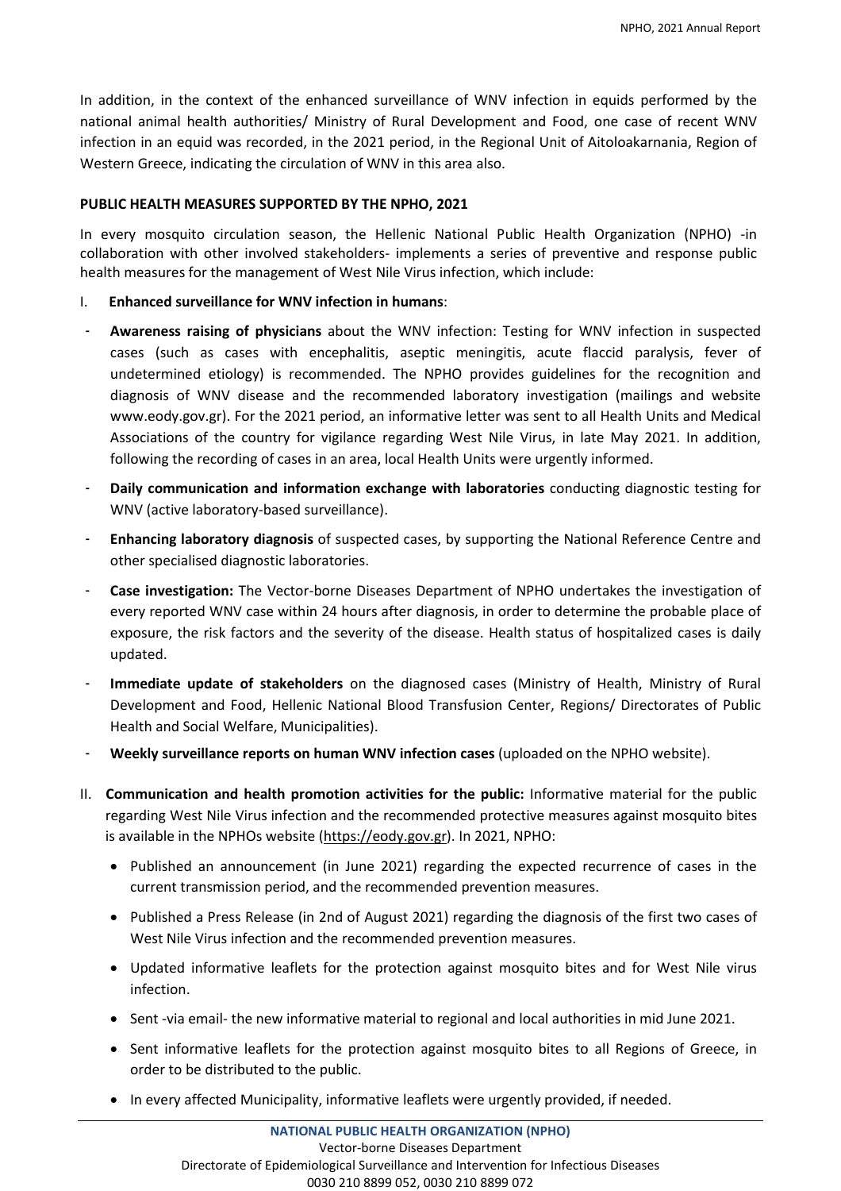In addition, in the context of the enhanced surveillance of WNV infection in equids performed by the national animal health authorities/ Ministry of Rural Development and Food, one case of recent WNV infection in an equid was recorded, in the 2021 period, in the Regional Unit of Aitoloakarnania, Region of Western Greece, indicating the circulation of WNV in this area also.

**PUBLIC HEALTH MEASURES SUPPORTED BY THE NPHO, 2021**

In every mosquito circulation season, the Hellenic National Public Health Organization (NPHO) -in collaboration with other involved stakeholders- implements a series of preventive and response public health measures for the management of West Nile Virus infection, which include:

I. **Enhanced surveillance for WNV infection in humans**:

- **Awareness raising of physicians** about the WNV infection: Testing for WNV infection in suspected cases (such as cases with encephalitis, aseptic meningitis, acute flaccid paralysis, fever of undetermined etiology) is recommended. The NPHO provides guidelines for the recognition and diagnosis of WNV disease and the recommended laboratory investigation (mailings and website www.eody.gov.gr). For the 2021 period, an informative letter was sent to all Health Units and Medical Associations of the country for vigilance regarding West Nile Virus, in late May 2021. In addition, following the recording of cases in an area, local Health Units were urgently informed.
- **Daily communication and information exchange with laboratories** conducting diagnostic testing for WNV (active laboratory-based surveillance).
- **Enhancing laboratory diagnosis** of suspected cases, by supporting the National Reference Centre and other specialised diagnostic laboratories.
- **Case investigation:** The Vector-borne Diseases Department of NPHO undertakes the investigation of every reported WNV case within 24 hours after diagnosis, in order to determine the probable place of exposure, the risk factors and the severity of the disease. Health status of hospitalized cases is daily updated.
- **Immediate update of stakeholders** on the diagnosed cases (Ministry of Health, Ministry of Rural Development and Food, Hellenic National Blood Transfusion Center, Regions/ Directorates of Public Health and Social Welfare, Municipalities).
- **Weekly surveillance reports on human WNV infection cases** (uploaded on the NPHO website).

II. **Communication and health promotion activities for the public:** Informative material for the public regarding West Nile Virus infection and the recommended protective measures against mosquito bites is available in the NPHOs website (https://eody.gov.gr). In 2021, NPHO:

- Published an announcement (in June 2021) regarding the expected recurrence of cases in the current transmission period, and the recommended prevention measures.
- Published a Press Release (in 2nd of August 2021) regarding the diagnosis of the first two cases of West Nile Virus infection and the recommended prevention measures.
- Updated informative leaflets for the protection against mosquito bites and for West Nile virus infection.
- Sent -via email- the new informative material to regional and local authorities in mid June 2021.
- Sent informative leaflets for the protection against mosquito bites to all Regions of Greece, in order to be distributed to the public.
- In every affected Municipality, informative leaflets were urgently provided, if needed.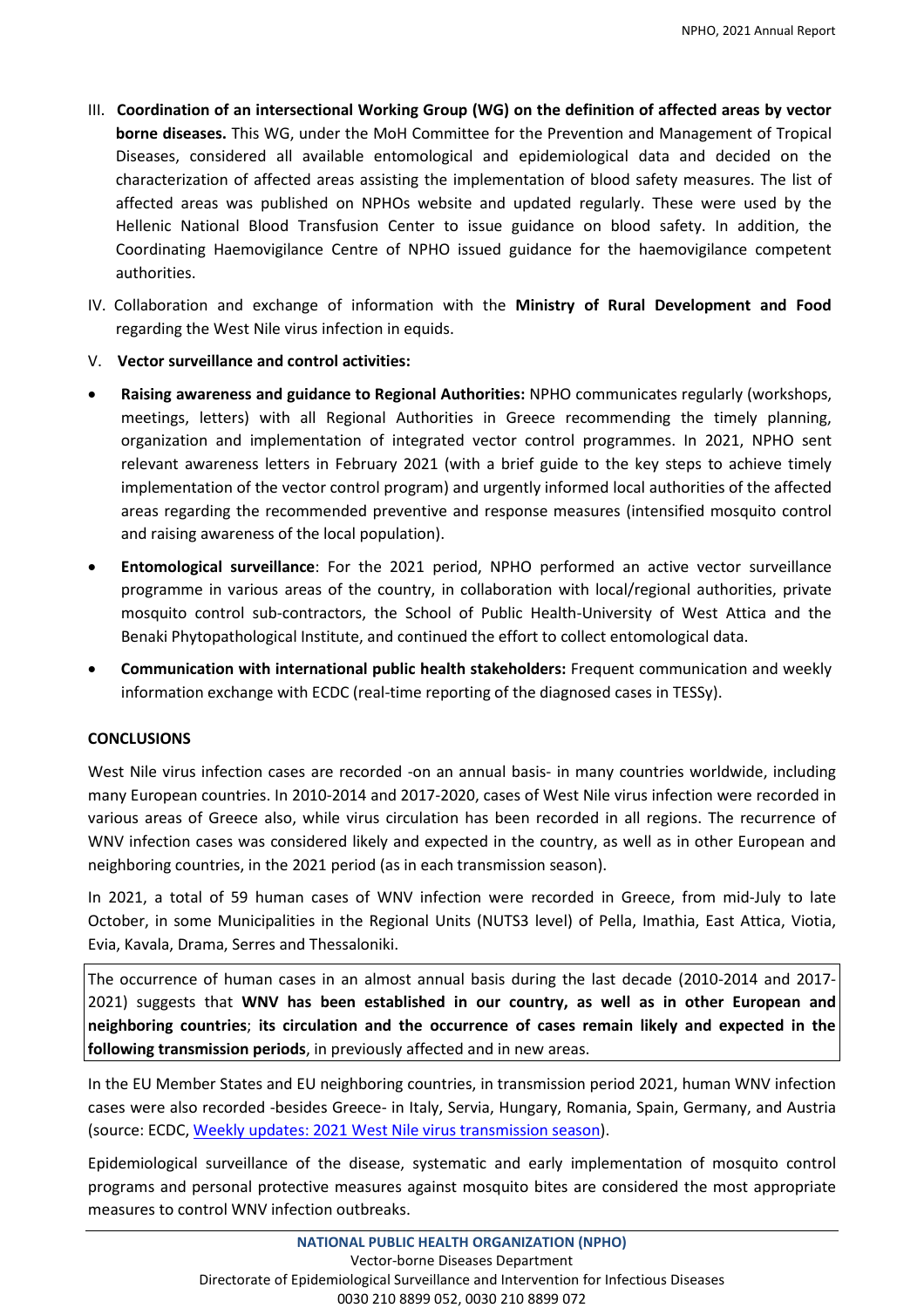III. **Coordination of an intersectional Working Group (WG) on the definition of affected areas by vector borne diseases.** This WG, under the MoH Committee for the Prevention and Management of Tropical Diseases, considered all available entomological and epidemiological data and decided on the characterization of affected areas assisting the implementation of blood safety measures. The list of affected areas was published on NPHOs website and updated regularly. These were used by the Hellenic National Blood Transfusion Center to issue guidance on blood safety. In addition, the Coordinating Haemovigilance Centre of NPHO issued guidance for the haemovigilance competent authorities.

IV. Collaboration and exchange of information with the **Ministry of Rural Development and Food** regarding the West Nile virus infection in equids.

V. **Vector surveillance and control activities:**

- **Raising awareness and guidance to Regional Authorities:** NPHO communicates regularly (workshops, meetings, letters) with all Regional Authorities in Greece recommending the timely planning, organization and implementation of integrated vector control programmes. In 2021, NPHO sent relevant awareness letters in February 2021 (with a brief guide to the key steps to achieve timely implementation of the vector control program) and urgently informed local authorities of the affected areas regarding the recommended preventive and response measures (intensified mosquito control and raising awareness of the local population).
- **Entomological surveillance**: For the 2021 period, NPHO performed an active vector surveillance programme in various areas of the country, in collaboration with local/regional authorities, private mosquito control sub-contractors, the School of Public Health-University of West Attica and the Benaki Phytopathological Institute, and continued the effort to collect entomological data.
- **Communication with international public health stakeholders:** Frequent communication and weekly information exchange with ECDC (real-time reporting of the diagnosed cases in TESSy).

## CONCLUSIONS

West Nile virus infection cases are recorded -on an annual basis- in many countries worldwide, including many European countries. In 2010-2014 and 2017-2020, cases of West Nile virus infection were recorded in various areas of Greece also, while virus circulation has been recorded in all regions. The recurrence of WNV infection cases was considered likely and expected in the country, as well as in other European and neighboring countries, in the 2021 period (as in each transmission season).

In 2021, a total of 59 human cases of WNV infection were recorded in Greece, from mid-July to late October, in some Municipalities in the Regional Units (NUTS3 level) of Pella, Imathia, East Attica, Viotia, Evia, Kavala, Drama, Serres and Thessaloniki.

The occurrence of human cases in an almost annual basis during the last decade (2010-2014 and 2017-2021) suggests that **WNV has been established in our country, as well as in other European and neighboring countries**; **its circulation and the occurrence of cases remain likely and expected in the following transmission periods**, in previously affected and in new areas.

In the EU Member States and EU neighboring countries, in transmission period 2021, human WNV infection cases were also recorded -besides Greece- in Italy, Servia, Hungary, Romania, Spain, Germany, and Austria (source: ECDC, Weekly updates: 2021 West Nile virus transmission season).

Epidemiological surveillance of the disease, systematic and early implementation of mosquito control programs and personal protective measures against mosquito bites are considered the most appropriate measures to control WNV infection outbreaks.

**NATIONAL PUBLIC HEALTH ORGANIZATION (NPHO)**
Vector-borne Diseases Department
Directorate of Epidemiological Surveillance and Intervention for Infectious Diseases
0030 210 8899 052, 0030 210 8899 072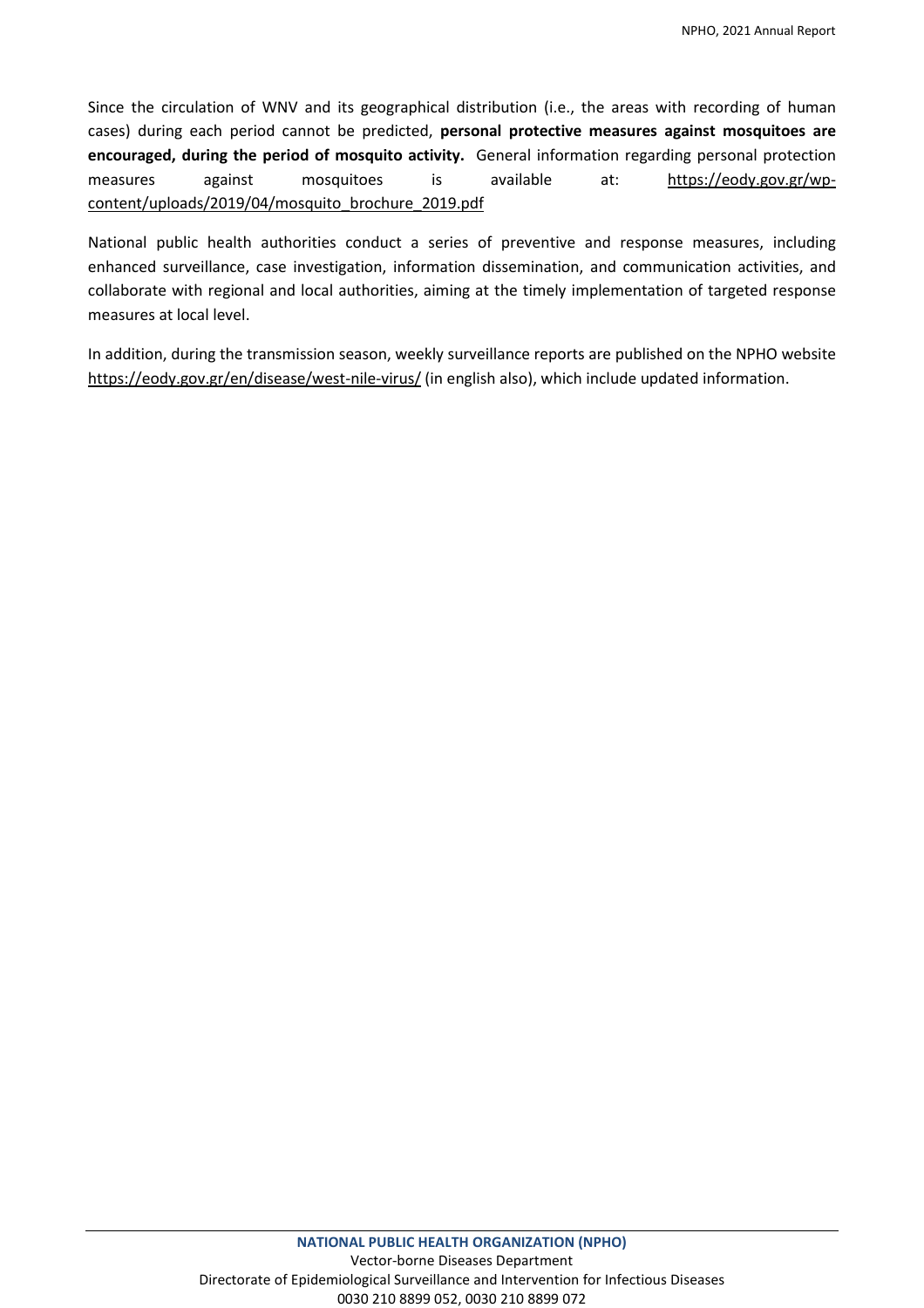Since the circulation of WNV and its geographical distribution (i.e., the areas with recording of human cases) during each period cannot be predicted, **personal protective measures against mosquitoes are encouraged, during the period of mosquito activity.** General information regarding personal protection measures against mosquitoes is available at: https://eody.gov.gr/wp-content/uploads/2019/04/mosquito_brochure_2019.pdf

National public health authorities conduct a series of preventive and response measures, including enhanced surveillance, case investigation, information dissemination, and communication activities, and collaborate with regional and local authorities, aiming at the timely implementation of targeted response measures at local level.

In addition, during the transmission season, weekly surveillance reports are published on the NPHO website https://eody.gov.gr/en/disease/west-nile-virus/ (in english also), which include updated information.